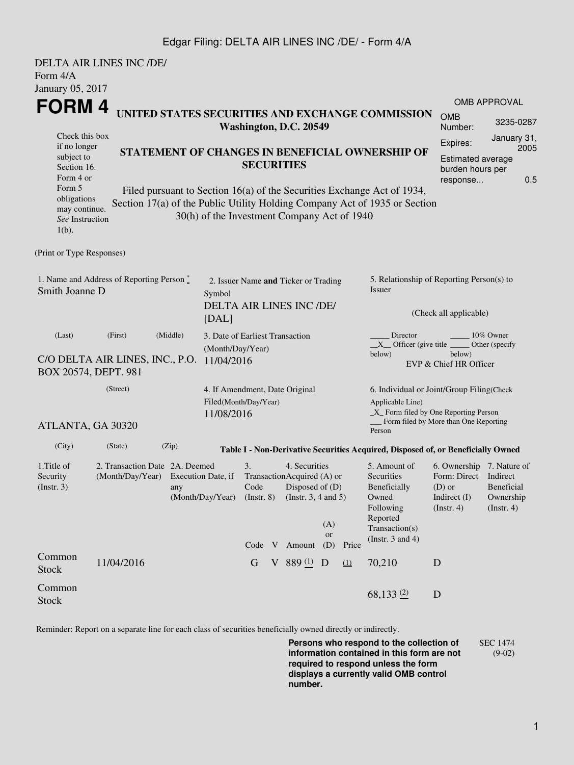DELTA AIR LINES INC /DE/
Form 4/A
January 05, 2017

# FORM 4

**UNITED STATES SECURITIES AND EXCHANGE COMMISSION**
**Washington, D.C. 20549**

| OMB APPROVAL | |
|---|---|
| OMB Number: | 3235-0287 |
| Expires: | January 31, 2005 |
| Estimated average burden hours per response... | 0.5 |

Check this box if no longer subject to Section 16. Form 4 or Form 5 obligations may continue. *See* Instruction 1(b).

**STATEMENT OF CHANGES IN BENEFICIAL OWNERSHIP OF SECURITIES**

Filed pursuant to Section 16(a) of the Securities Exchange Act of 1934, Section 17(a) of the Public Utility Holding Company Act of 1935 or Section 30(h) of the Investment Company Act of 1940

(Print or Type Responses)

1. Name and Address of Reporting Person *
Smith Joanne D

(Last) (First) (Middle)

C/O DELTA AIR LINES, INC., P.O. BOX 20574, DEPT. 981

(Street)

ATLANTA, GA 30320

(City) (State) (Zip)

2. Issuer Name **and** Ticker or Trading Symbol
DELTA AIR LINES INC /DE/ [DAL]

3. Date of Earliest Transaction (Month/Day/Year)
11/04/2016

4. If Amendment, Date Original Filed(Month/Day/Year)
11/08/2016

5. Relationship of Reporting Person(s) to Issuer

(Check all applicable)

_____ Director _____ 10% Owner
__X__ Officer (give title below) _____ Other (specify below)
EVP & Chief HR Officer

6. Individual or Joint/Group Filing(Check Applicable Line)
_X_ Form filed by One Reporting Person
___ Form filed by More than One Reporting Person

**Table I - Non-Derivative Securities Acquired, Disposed of, or Beneficially Owned**

| 1.Title of Security (Instr. 3) | 2. Transaction Date (Month/Day/Year) | 2A. Deemed Execution Date, if any (Month/Day/Year) | 3. Transaction Code (Instr. 8) | | 4. Securities Acquired (A) or Disposed of (D) (Instr. 3, 4 and 5) | | | 5. Amount of Securities Beneficially Owned Following Reported Transaction(s) (Instr. 3 and 4) | 6. Ownership Form: Direct (D) or Indirect (I) (Instr. 4) | 7. Nature of Indirect Beneficial Ownership (Instr. 4) |
|---|---|---|---|---|---|---|---|---|---|---|
| | | | Code | V | Amount | (A) or (D) | Price | | | |
| Common Stock | 11/04/2016 | | G | V | 889 (1) | D | (1) | 70,210 | D | |
| Common Stock | | | | | | | | 68,133 (2) | D | |

Reminder: Report on a separate line for each class of securities beneficially owned directly or indirectly.

**Persons who respond to the collection of information contained in this form are not required to respond unless the form displays a currently valid OMB control number.**

SEC 1474 (9-02)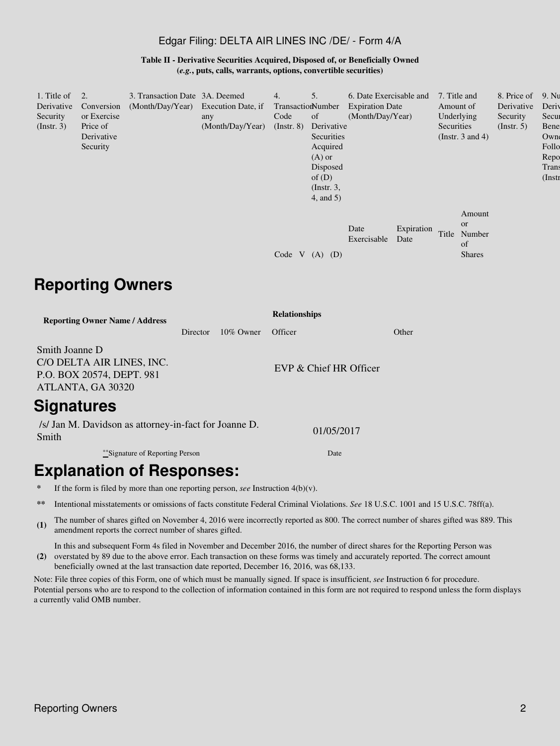Edgar Filing: DELTA AIR LINES INC /DE/ - Form 4/A

**Table II - Derivative Securities Acquired, Disposed of, or Beneficially Owned**
**(*e.g.*, puts, calls, warrants, options, convertible securities)**

| 1. Title of Derivative Security (Instr. 3) | 2. Conversion or Exercise Price of Derivative Security | 3. Transaction Date (Month/Day/Year) | 3A. Deemed Execution Date, if any (Month/Day/Year) | 4. Transaction Code (Instr. 8) | | 5. Number of Derivative Securities Acquired (A) or Disposed of (D) (Instr. 3, 4, and 5) | | 6. Date Exercisable and Expiration Date (Month/Day/Year) | | 7. Title and Amount of Underlying Securities (Instr. 3 and 4) | | 8. Price of Derivative Security (Instr. 5) | 9. Nu Deriv Secur Bene Owne Follo Repo Trans (Instr |
|---|---|---|---|---|---|---|---|---|---|---|---|---|---|
| | | | | Code | V | (A) | (D) | Date Exercisable | Expiration Date | Title | Amount or Number of Shares | | |

# Reporting Owners

| Reporting Owner Name / Address | Relationships | | | |
|---|---|---|---|---|
| | Director | 10% Owner | Officer | Other |
| Smith Joanne D<br>C/O DELTA AIR LINES, INC.<br>P.O. BOX 20574, DEPT. 981<br>ATLANTA, GA 30320 | | | EVP & Chief HR Officer | |

# Signatures

| | |
|---|---|
| /s/ Jan M. Davidson as attorney-in-fact for Joanne D. Smith | 01/05/2017 |
| **Signature of Reporting Person | Date |

# Explanation of Responses:

**\*** If the form is filed by more than one reporting person, *see* Instruction 4(b)(v).

**\*\*** Intentional misstatements or omissions of facts constitute Federal Criminal Violations. *See* 18 U.S.C. 1001 and 15 U.S.C. 78ff(a).

**(1)** The number of shares gifted on November 4, 2016 were incorrectly reported as 800. The correct number of shares gifted was 889. This amendment reports the correct number of shares gifted.

**(2)** In this and subsequent Form 4s filed in November and December 2016, the number of direct shares for the Reporting Person was overstated by 89 due to the above error. Each transaction on these forms was timely and accurately reported. The correct amount beneficially owned at the last transaction date reported, December 16, 2016, was 68,133.

Note: File three copies of this Form, one of which must be manually signed. If space is insufficient, *see* Instruction 6 for procedure.
Potential persons who are to respond to the collection of information contained in this form are not required to respond unless the form displays a currently valid OMB number.